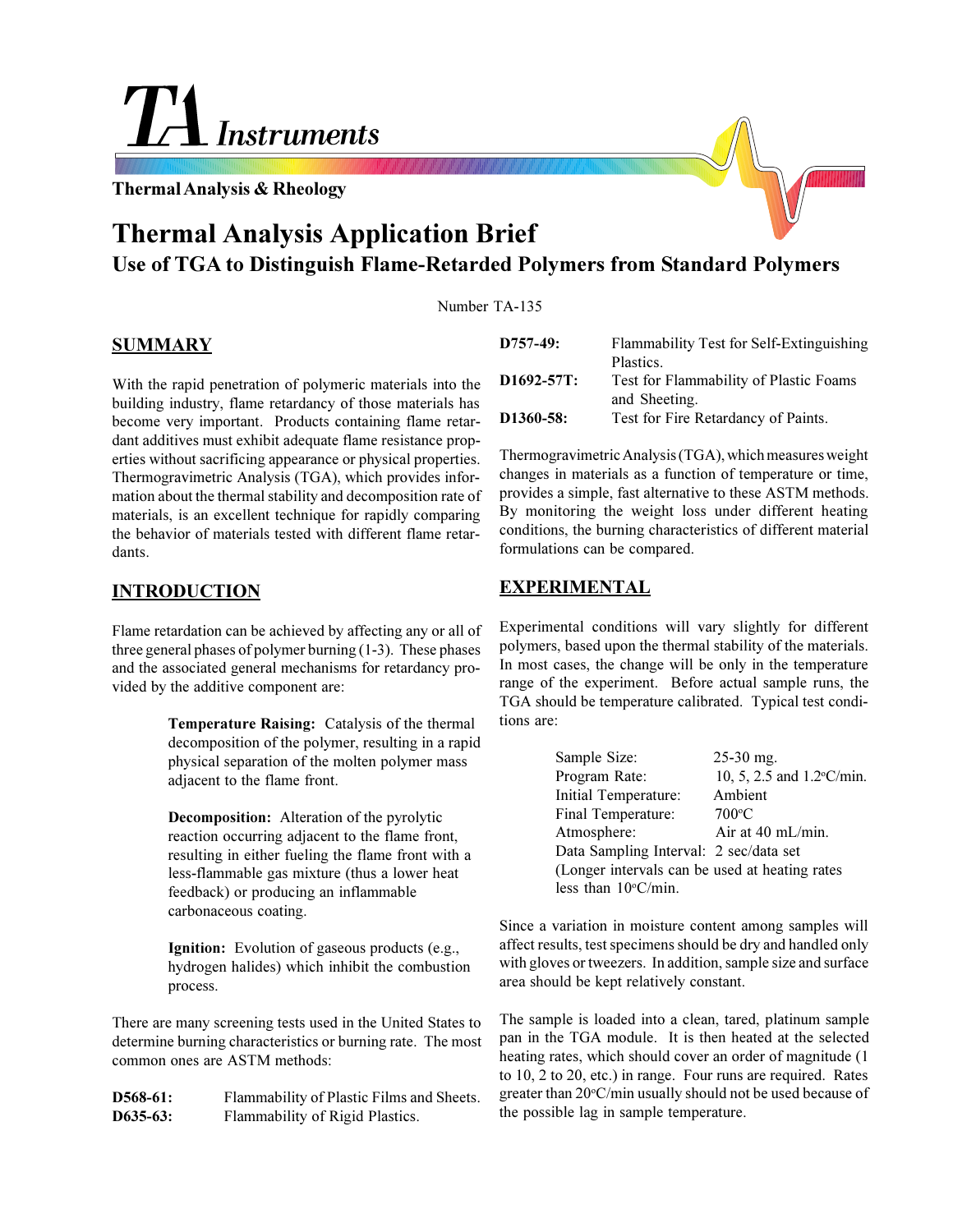TA Instruments

Thermal Analysis & Rheology

# Thermal Analysis Application Brief

## Use of TGA to Distinguish Flame-Retarded Polymers from Standard Polymers

Number TA-135

## SUMMARY

With the rapid penetration of polymeric materials into the building industry, flame retardancy of those materials has become very important. Products containing flame retardant additives must exhibit adequate flame resistance properties without sacrificing appearance or physical properties. Thermogravimetric Analysis (TGA), which provides information about the thermal stability and decomposition rate of materials, is an excellent technique for rapidly comparing the behavior of materials tested with different flame retardants.

## INTRODUCTION

Flame retardation can be achieved by affecting any or all of three general phases of polymer burning (1-3). These phases and the associated general mechanisms for retardancy provided by the additive component are:

> **Temperature Raising:** Catalysis of the thermal decomposition of the polymer, resulting in a rapid physical separation of the molten polymer mass adjacent to the flame front.
>
> **Decomposition:** Alteration of the pyrolytic reaction occurring adjacent to the flame front, resulting in either fueling the flame front with a less-flammable gas mixture (thus a lower heat feedback) or producing an inflammable carbonaceous coating.
>
> **Ignition:** Evolution of gaseous products (e.g., hydrogen halides) which inhibit the combustion process.

There are many screening tests used in the United States to determine burning characteristics or burning rate. The most common ones are ASTM methods:

| | |
|---|---|
| **D568-61:** | Flammability of Plastic Films and Sheets. |
| **D635-63:** | Flammability of Rigid Plastics. |
| **D757-49:** | Flammability Test for Self-Extinguishing Plastics. |
| **D1692-57T:** | Test for Flammability of Plastic Foams and Sheeting. |
| **D1360-58:** | Test for Fire Retardancy of Paints. |

Thermogravimetric Analysis (TGA), which measures weight changes in materials as a function of temperature or time, provides a simple, fast alternative to these ASTM methods. By monitoring the weight loss under different heating conditions, the burning characteristics of different material formulations can be compared.

## EXPERIMENTAL

Experimental conditions will vary slightly for different polymers, based upon the thermal stability of the materials. In most cases, the change will be only in the temperature range of the experiment. Before actual sample runs, the TGA should be temperature calibrated. Typical test conditions are:

| | |
|---|---|
| Sample Size: | 25-30 mg. |
| Program Rate: | 10, 5, 2.5 and 1.2°C/min. |
| Initial Temperature: | Ambient |
| Final Temperature: | 700°C |
| Atmosphere: | Air at 40 mL/min. |
| Data Sampling Interval: | 2 sec/data set |

(Longer intervals can be used at heating rates less than 10°C/min.

Since a variation in moisture content among samples will affect results, test specimens should be dry and handled only with gloves or tweezers. In addition, sample size and surface area should be kept relatively constant.

The sample is loaded into a clean, tared, platinum sample pan in the TGA module. It is then heated at the selected heating rates, which should cover an order of magnitude (1 to 10, 2 to 20, etc.) in range. Four runs are required. Rates greater than 20°C/min usually should not be used because of the possible lag in sample temperature.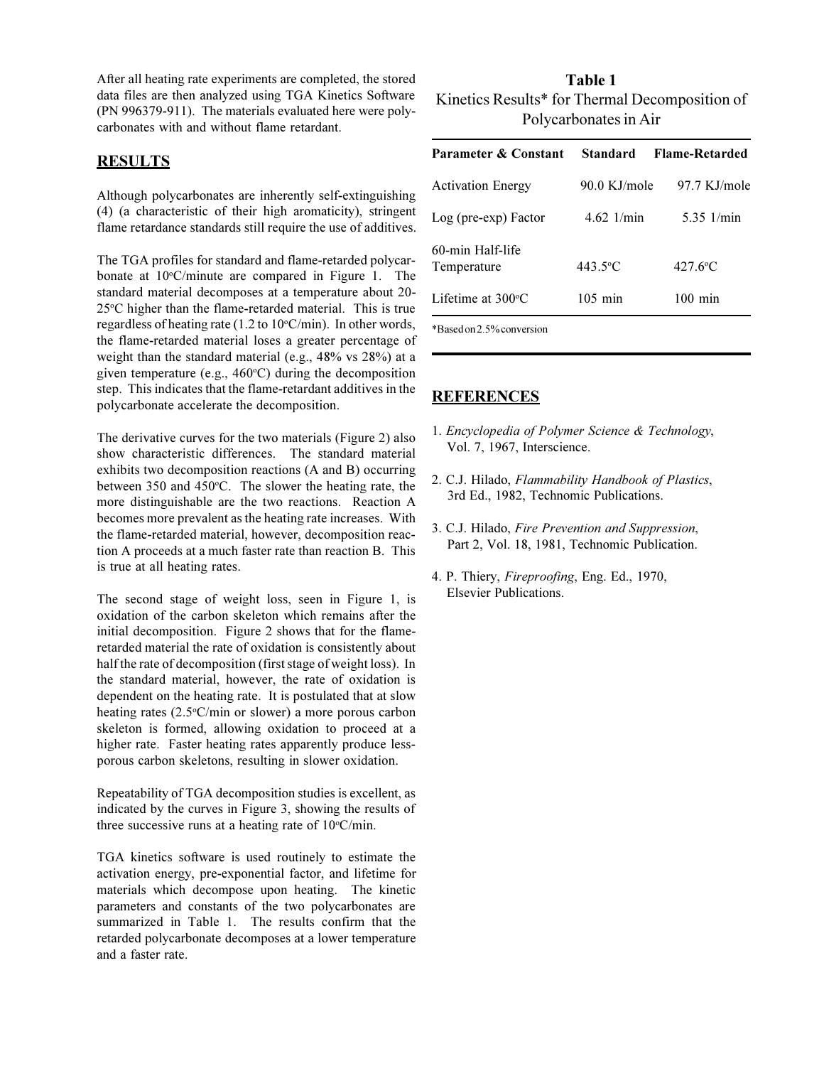After all heating rate experiments are completed, the stored data files are then analyzed using TGA Kinetics Software (PN 996379-911). The materials evaluated here were polycarbonates with and without flame retardant.

## RESULTS

Although polycarbonates are inherently self-extinguishing (4) (a characteristic of their high aromaticity), stringent flame retardance standards still require the use of additives.

The TGA profiles for standard and flame-retarded polycarbonate at 10°C/minute are compared in Figure 1. The standard material decomposes at a temperature about 20-25°C higher than the flame-retarded material. This is true regardless of heating rate (1.2 to 10°C/min). In other words, the flame-retarded material loses a greater percentage of weight than the standard material (e.g., 48% vs 28%) at a given temperature (e.g., 460°C) during the decomposition step. This indicates that the flame-retardant additives in the polycarbonate accelerate the decomposition.

The derivative curves for the two materials (Figure 2) also show characteristic differences. The standard material exhibits two decomposition reactions (A and B) occurring between 350 and 450°C. The slower the heating rate, the more distinguishable are the two reactions. Reaction A becomes more prevalent as the heating rate increases. With the flame-retarded material, however, decomposition reaction A proceeds at a much faster rate than reaction B. This is true at all heating rates.

The second stage of weight loss, seen in Figure 1, is oxidation of the carbon skeleton which remains after the initial decomposition. Figure 2 shows that for the flame-retarded material the rate of oxidation is consistently about half the rate of decomposition (first stage of weight loss). In the standard material, however, the rate of oxidation is dependent on the heating rate. It is postulated that at slow heating rates (2.5°C/min or slower) a more porous carbon skeleton is formed, allowing oxidation to proceed at a higher rate. Faster heating rates apparently produce less-porous carbon skeletons, resulting in slower oxidation.

Repeatability of TGA decomposition studies is excellent, as indicated by the curves in Figure 3, showing the results of three successive runs at a heating rate of 10°C/min.

TGA kinetics software is used routinely to estimate the activation energy, pre-exponential factor, and lifetime for materials which decompose upon heating. The kinetic parameters and constants of the two polycarbonates are summarized in Table 1. The results confirm that the retarded polycarbonate decomposes at a lower temperature and a faster rate.

**Table 1**
Kinetics Results* for Thermal Decomposition of Polycarbonates in Air

| Parameter & Constant | Standard | Flame-Retarded |
|---|---|---|
| Activation Energy | 90.0 KJ/mole | 97.7 KJ/mole |
| Log (pre-exp) Factor | 4.62 1/min | 5.35 1/min |
| 60-min Half-life Temperature | 443.5°C | 427.6°C |
| Lifetime at 300°C | 105 min | 100 min |

*Based on 2.5% conversion

## REFERENCES

1. *Encyclopedia of Polymer Science & Technology*, Vol. 7, 1967, Interscience.
2. C.J. Hilado, *Flammability Handbook of Plastics*, 3rd Ed., 1982, Technomic Publications.
3. C.J. Hilado, *Fire Prevention and Suppression*, Part 2, Vol. 18, 1981, Technomic Publication.
4. P. Thiery, *Fireproofing*, Eng. Ed., 1970, Elsevier Publications.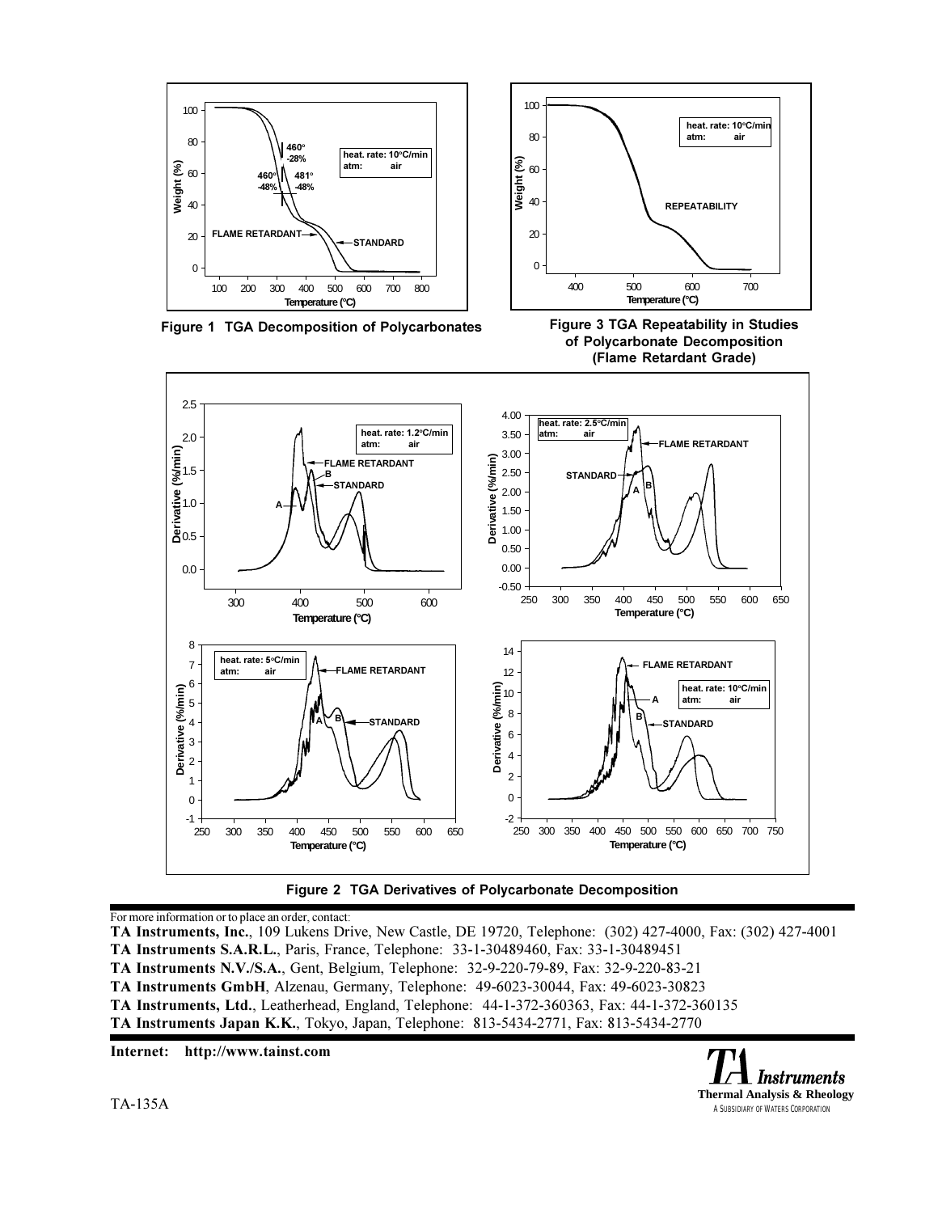Figure 1 TGA Decomposition of Polycarbonates

100
80
60
40
20
0
Weight (%)
100 200 300 400 500 600 700 800
Temperature (°C)
460°
-28%
460°
-48%
481°
-48%
heat. rate: 10°C/min
atm: air
FLAME RETARDANT
STANDARD

Figure 3 TGA Repeatability in Studies of Polycarbonate Decomposition (Flame Retardant Grade)

100
80
60
40
20
0
Weight (%)
400 500 600 700
Temperature (°C)
heat. rate: 10°C/min
atm: air
REPEATABILITY

Figure 2 TGA Derivatives of Polycarbonate Decomposition

heat. rate: 1.2°C/min
atm: air
FLAME RETARDANT
STANDARD
A
B
Derivative (%/min)
Temperature (°C)

heat. rate: 2.5°C/min
atm: air
FLAME RETARDANT
STANDARD
A
B
Derivative (%/min)
Temperature (°C)

heat. rate: 5°C/min
atm: air
FLAME RETARDANT
STANDARD
A
B
Derivative (%/min)
Temperature (°C)

heat. rate: 10°C/min
atm: air
FLAME RETARDANT
STANDARD
A
B
Derivative (%/min)
Temperature (°C)

For more information or to place an order, contact:

**TA Instruments, Inc.**, 109 Lukens Drive, New Castle, DE 19720, Telephone: (302) 427-4000, Fax: (302) 427-4001
**TA Instruments S.A.R.L.**, Paris, France, Telephone: 33-1-30489460, Fax: 33-1-30489451
**TA Instruments N.V./S.A.**, Gent, Belgium, Telephone: 32-9-220-79-89, Fax: 32-9-220-83-21
**TA Instruments GmbH**, Alzenau, Germany, Telephone: 49-6023-30044, Fax: 49-6023-30823
**TA Instruments, Ltd.**, Leatherhead, England, Telephone: 44-1-372-360363, Fax: 44-1-372-360135
**TA Instruments Japan K.K.**, Tokyo, Japan, Telephone: 813-5434-2771, Fax: 813-5434-2770

**Internet: http://www.tainst.com**

TA-135A

**TA Instruments**
**Thermal Analysis & Rheology**
A SUBSIDIARY OF WATERS CORPORATION